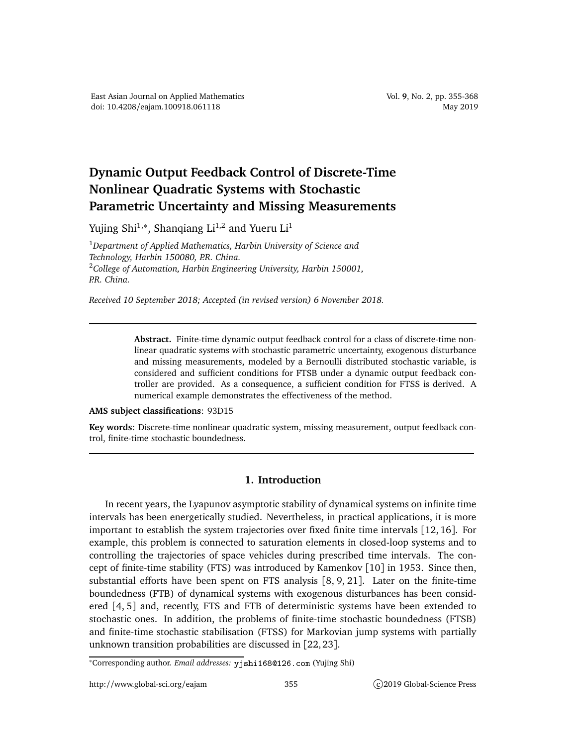# Dynamic Output Feedback Control of Discrete-Time Nonlinear Quadratic Systems with Stochastic Parametric Uncertainty and Missing Measurements

Yujing Shi[1,*], Shanqiang Li[1,2] and Yueru Li[1]

[1] *Department of Applied Mathematics, Harbin University of Science and Technology, Harbin 150080, P.R. China.*
[2] *College of Automation, Harbin Engineering University, Harbin 150001, P.R. China.*

*Received 10 September 2018; Accepted (in revised version) 6 November 2018.*

---

**Abstract.** Finite-time dynamic output feedback control for a class of discrete-time nonlinear quadratic systems with stochastic parametric uncertainty, exogenous disturbance and missing measurements, modeled by a Bernoulli distributed stochastic variable, is considered and sufficient conditions for FTSB under a dynamic output feedback controller are provided. As a consequence, a sufficient condition for FTSS is derived. A numerical example demonstrates the effectiveness of the method.

**AMS subject classifications**: 93D15

**Key words**: Discrete-time nonlinear quadratic system, missing measurement, output feedback control, finite-time stochastic boundedness.

---

## 1. Introduction

In recent years, the Lyapunov asymptotic stability of dynamical systems on infinite time intervals has been energetically studied. Nevertheless, in practical applications, it is more important to establish the system trajectories over fixed finite time intervals [12, 16]. For example, this problem is connected to saturation elements in closed-loop systems and to controlling the trajectories of space vehicles during prescribed time intervals. The concept of finite-time stability (FTS) was introduced by Kamenkov [10] in 1953. Since then, substantial efforts have been spent on FTS analysis [8, 9, 21]. Later on the finite-time boundedness (FTB) of dynamical systems with exogenous disturbances has been considered [4, 5] and, recently, FTS and FTB of deterministic systems have been extended to stochastic ones. In addition, the problems of finite-time stochastic boundedness (FTSB) and finite-time stochastic stabilisation (FTSS) for Markovian jump systems with partially unknown transition probabilities are discussed in [22, 23].

---

*Corresponding author. *Email addresses:* yjshi168@126.com (Yujing Shi)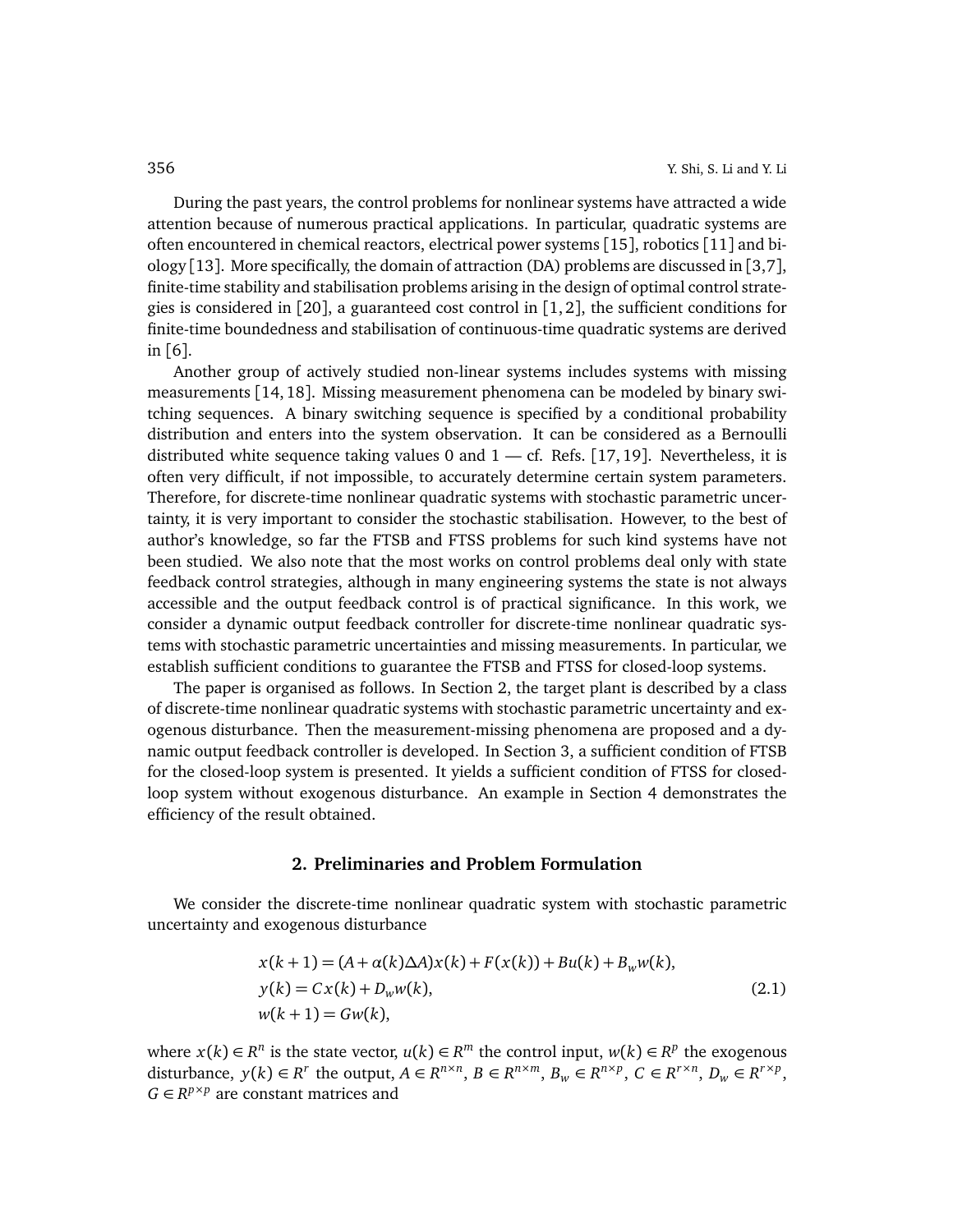During the past years, the control problems for nonlinear systems have attracted a wide attention because of numerous practical applications. In particular, quadratic systems are often encountered in chemical reactors, electrical power systems [15], robotics [11] and biology [13]. More specifically, the domain of attraction (DA) problems are discussed in [3,7], finite-time stability and stabilisation problems arising in the design of optimal control strategies is considered in [20], a guaranteed cost control in [1,2], the sufficient conditions for finite-time boundedness and stabilisation of continuous-time quadratic systems are derived in [6].

Another group of actively studied non-linear systems includes systems with missing measurements [14,18]. Missing measurement phenomena can be modeled by binary switching sequences. A binary switching sequence is specified by a conditional probability distribution and enters into the system observation. It can be considered as a Bernoulli distributed white sequence taking values 0 and 1 — cf. Refs. [17,19]. Nevertheless, it is often very difficult, if not impossible, to accurately determine certain system parameters. Therefore, for discrete-time nonlinear quadratic systems with stochastic parametric uncertainty, it is very important to consider the stochastic stabilisation. However, to the best of author's knowledge, so far the FTSB and FTSS problems for such kind systems have not been studied. We also note that the most works on control problems deal only with state feedback control strategies, although in many engineering systems the state is not always accessible and the output feedback control is of practical significance. In this work, we consider a dynamic output feedback controller for discrete-time nonlinear quadratic systems with stochastic parametric uncertainties and missing measurements. In particular, we establish sufficient conditions to guarantee the FTSB and FTSS for closed-loop systems.

The paper is organised as follows. In Section 2, the target plant is described by a class of discrete-time nonlinear quadratic systems with stochastic parametric uncertainty and exogenous disturbance. Then the measurement-missing phenomena are proposed and a dynamic output feedback controller is developed. In Section 3, a sufficient condition of FTSB for the closed-loop system is presented. It yields a sufficient condition of FTSS for closed-loop system without exogenous disturbance. An example in Section 4 demonstrates the efficiency of the result obtained.

## 2. Preliminaries and Problem Formulation

We consider the discrete-time nonlinear quadratic system with stochastic parametric uncertainty and exogenous disturbance

$$
\begin{aligned}
x(k+1) &= (A+\alpha(k)\Delta A)x(k) + F(x(k)) + Bu(k) + B_w w(k),\\
y(k) &= Cx(k) + D_w w(k),\\
w(k+1) &= Gw(k),
\end{aligned}
\tag{2.1}
$$

where $x(k) \in R^n$ is the state vector, $u(k) \in R^m$ the control input, $w(k) \in R^p$ the exogenous disturbance, $y(k) \in R^r$ the output, $A \in R^{n\times n}$, $B \in R^{n\times m}$, $B_w \in R^{n\times p}$, $C \in R^{r\times n}$, $D_w \in R^{r\times p}$, $G \in R^{p\times p}$ are constant matrices and